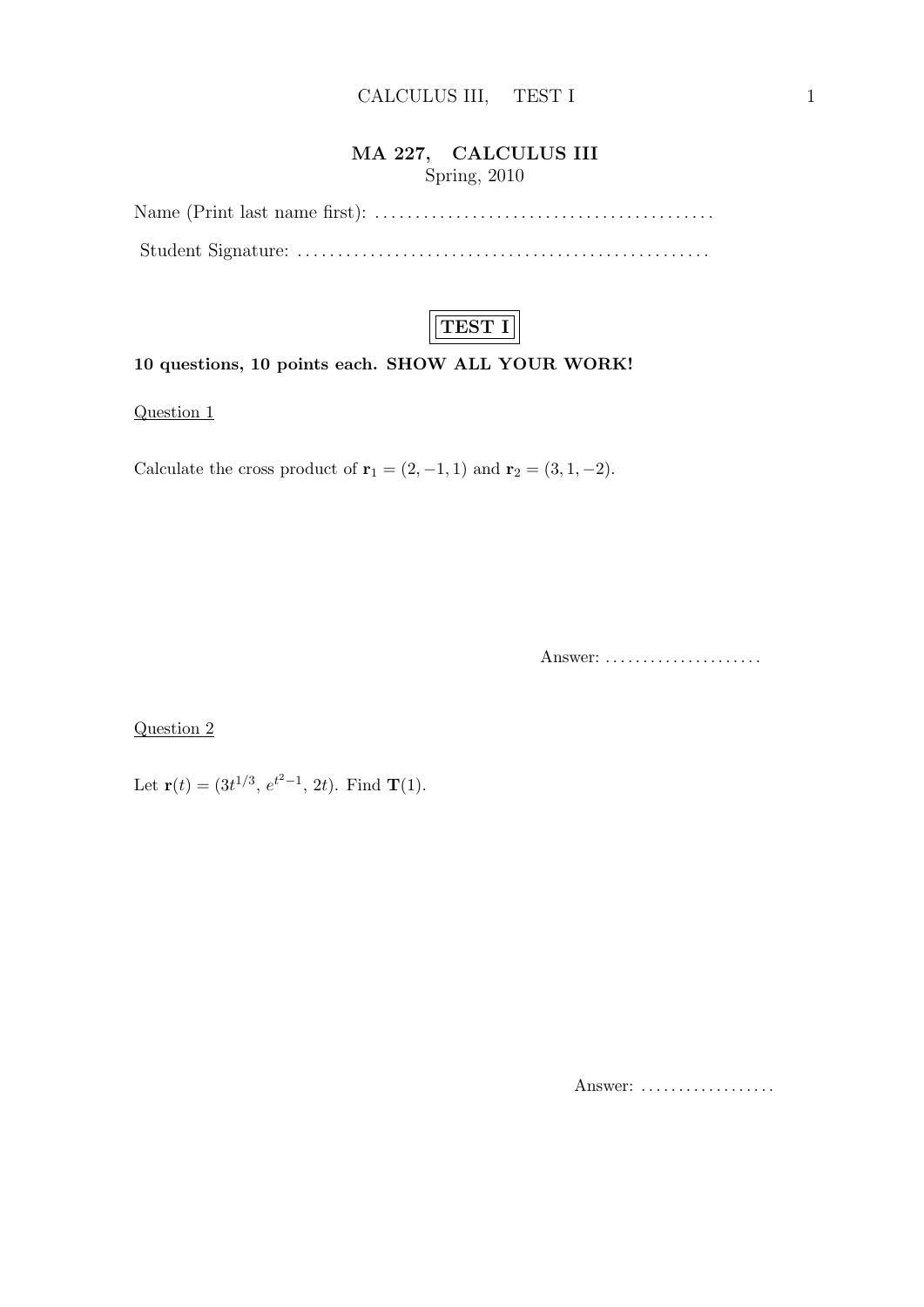# MA 227, CALCULUS III

Spring, 2010

Name (Print last name first): ..........................................

Student Signature: ..................................................

## TEST I

**10 questions, 10 points each. SHOW ALL YOUR WORK!**

Question 1

Calculate the cross product of $\mathbf{r}_1 = (2, -1, 1)$ and $\mathbf{r}_2 = (3, 1, -2)$.

Answer: .....................

Question 2

Let $\mathbf{r}(t) = (3t^{1/3},\ e^{t^2-1},\ 2t)$. Find $\mathbf{T}(1)$.

Answer: ..................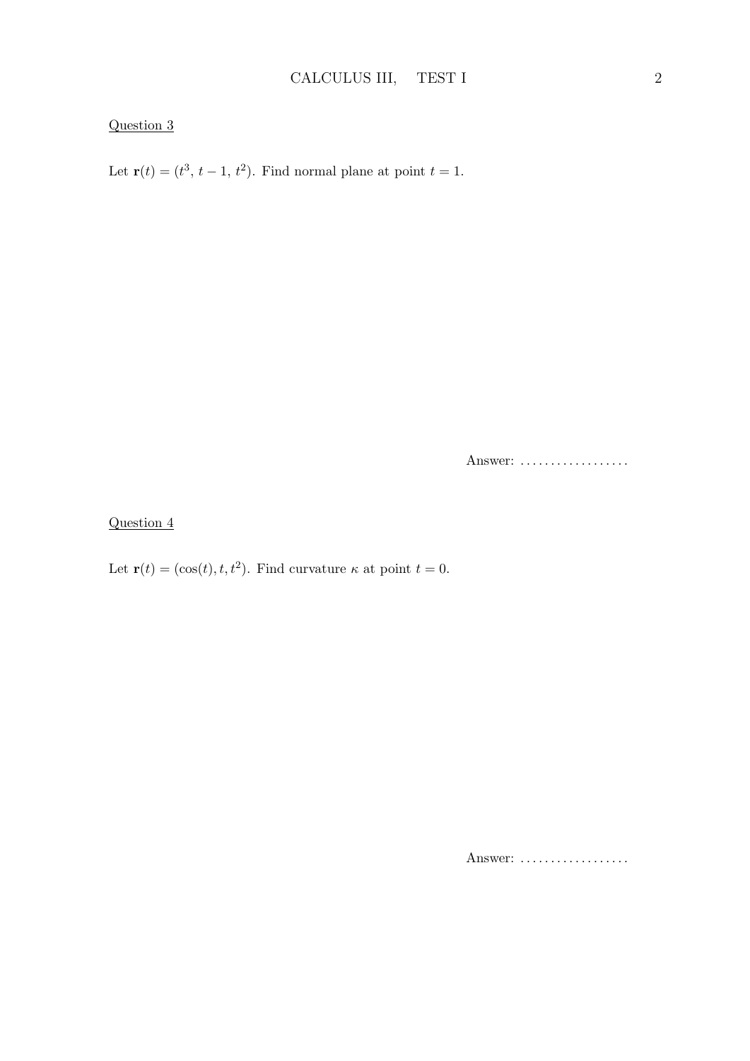Question 3

Let $\mathbf{r}(t) = (t^3,\, t-1,\, t^2)$. Find normal plane at point $t = 1$.

Answer: ..................

Question 4

Let $\mathbf{r}(t) = (\cos(t), t, t^2)$. Find curvature $\kappa$ at point $t = 0$.

Answer: ..................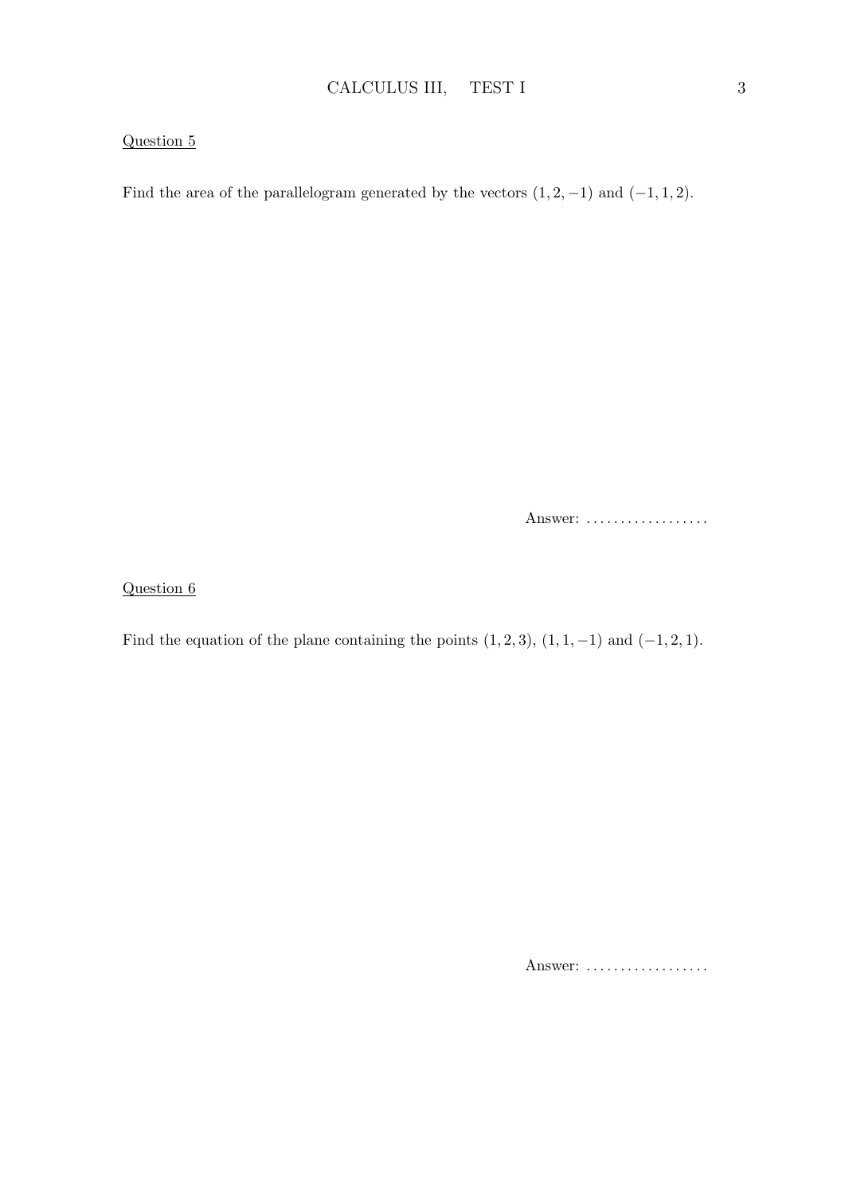Question 5

Find the area of the parallelogram generated by the vectors $(1, 2, -1)$ and $(-1, 1, 2)$.

Answer: ..................

Question 6

Find the equation of the plane containing the points $(1, 2, 3)$, $(1, 1, -1)$ and $(-1, 2, 1)$.

Answer: ..................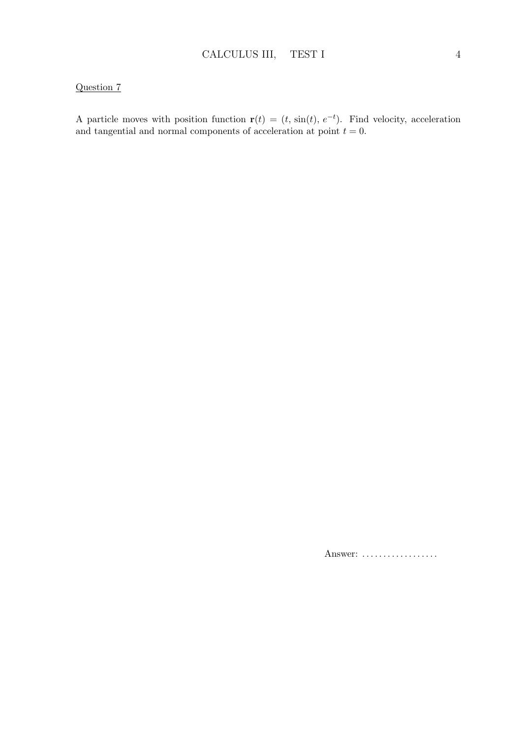Question 7

A particle moves with position function $\mathbf{r}(t) = (t, \sin(t), e^{-t})$. Find velocity, acceleration and tangential and normal components of acceleration at point $t = 0$.

Answer: ..................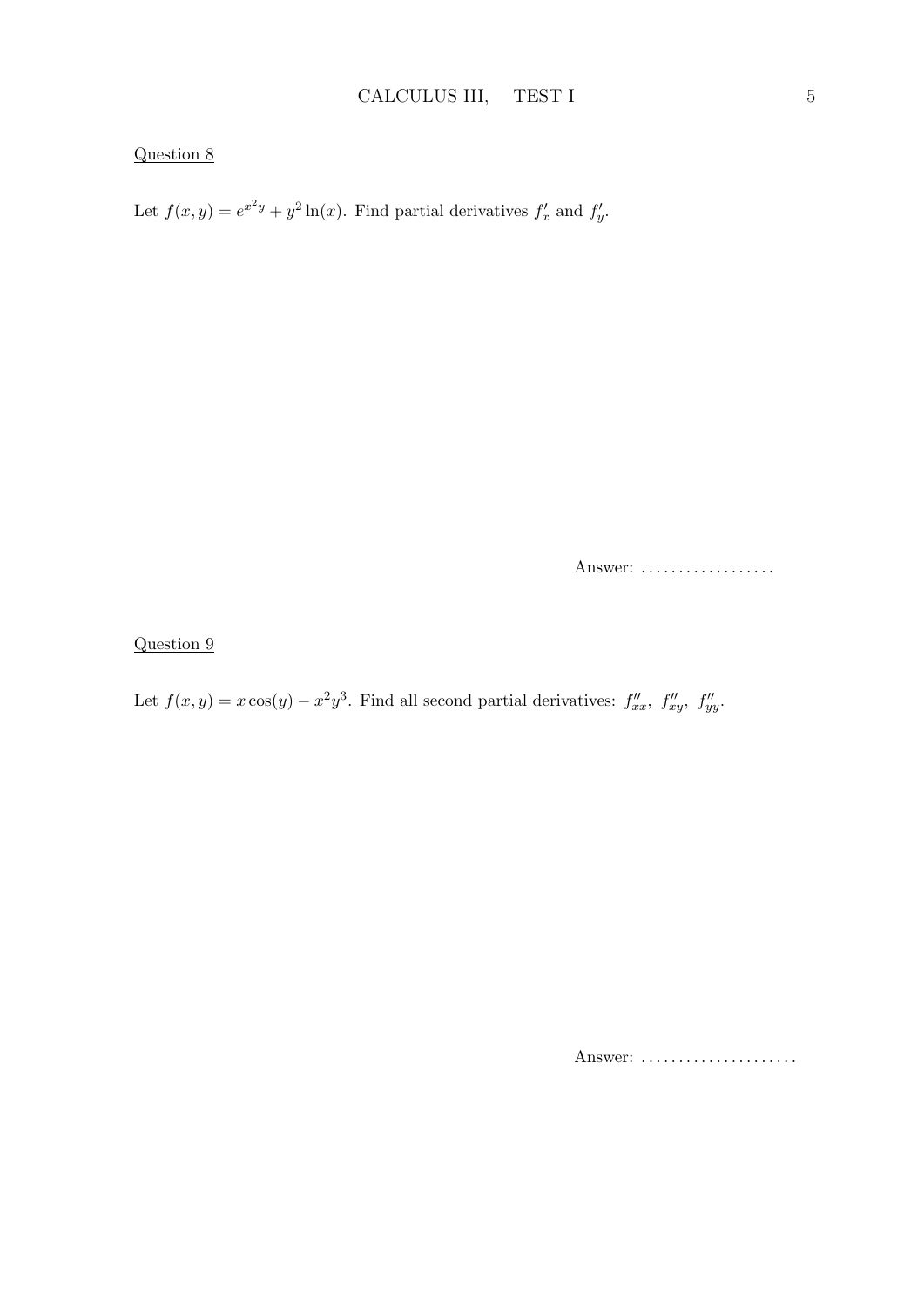Question 8

Let $f(x, y) = e^{x^2 y} + y^2 \ln(x)$. Find partial derivatives $f'_x$ and $f'_y$.

Answer: ..................

Question 9

Let $f(x, y) = x\cos(y) - x^2y^3$. Find all second partial derivatives: $f''_{xx},\ f''_{xy},\ f''_{yy}$.

Answer: .....................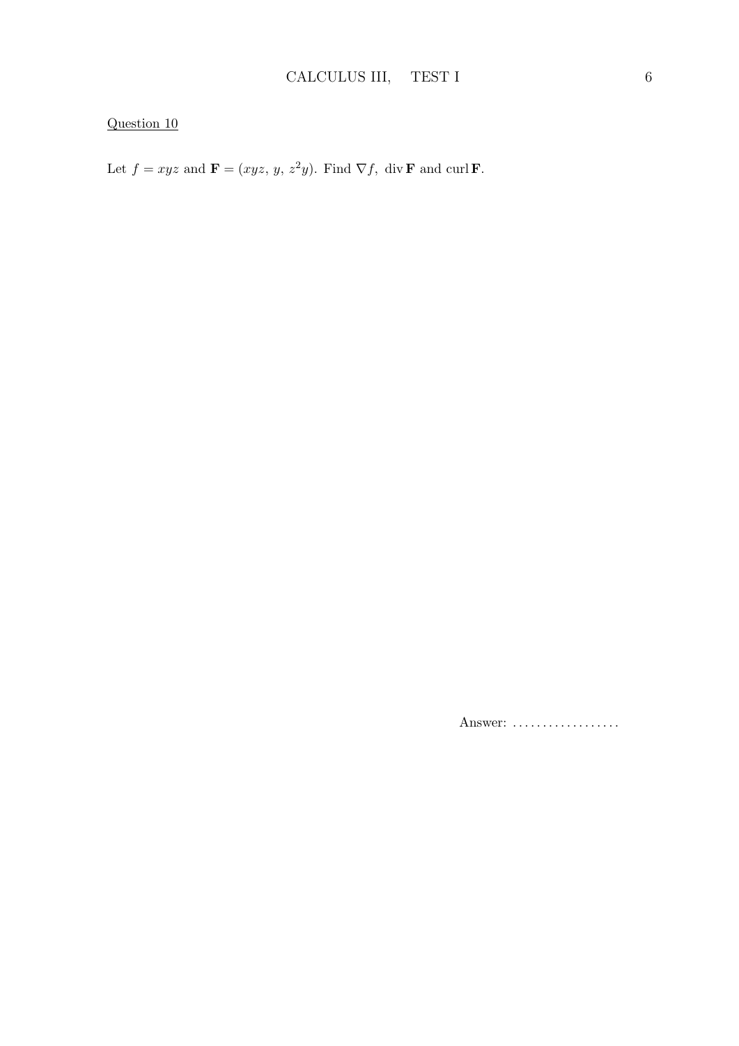Question 10

Let $f = xyz$ and $\mathbf{F} = (xyz,\, y,\, z^2y)$. Find $\nabla f,\ \operatorname{div} \mathbf{F}$ and $\operatorname{curl} \mathbf{F}$.

Answer: ..................